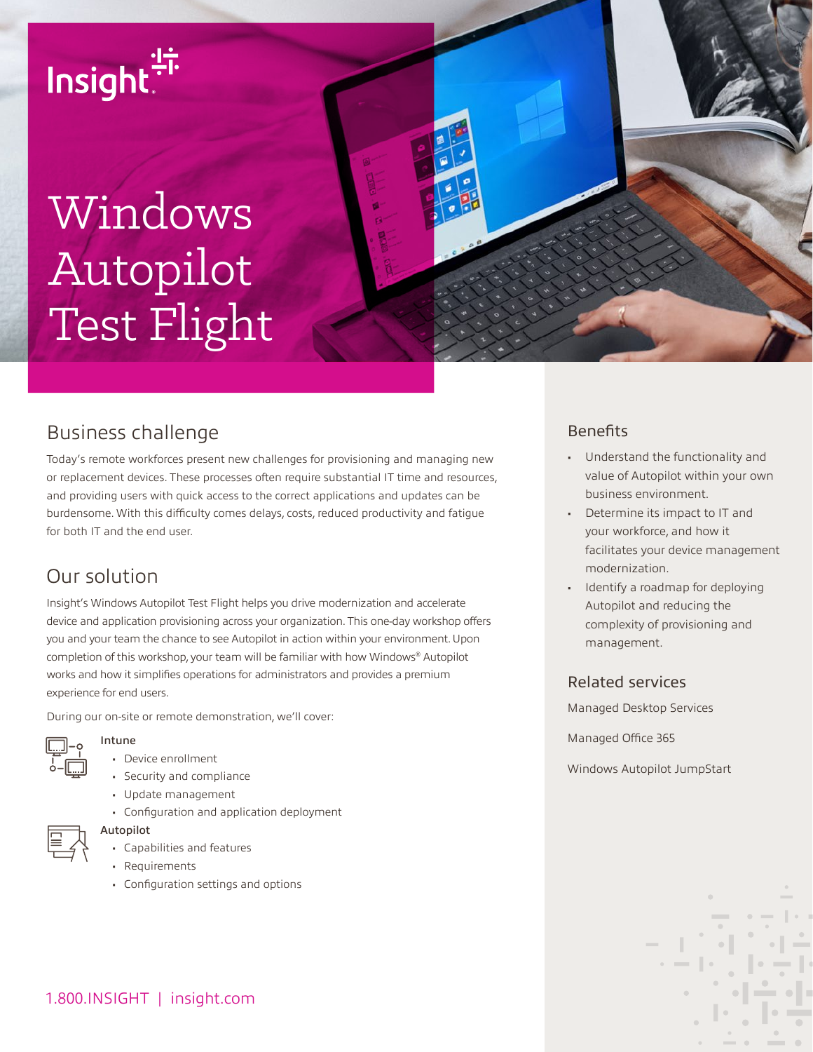Insight

# Windows Autopilot Test Flight

## Business challenge

Today's remote workforces present new challenges for provisioning and managing new or replacement devices. These processes often require substantial IT time and resources, and providing users with quick access to the correct applications and updates can be burdensome. With this difficulty comes delays, costs, reduced productivity and fatigue for both IT and the end user.

## Our solution

Insight's Windows Autopilot Test Flight helps you drive modernization and accelerate device and application provisioning across your organization. This one-day workshop offers you and your team the chance to see Autopilot in action within your environment. Upon completion of this workshop, your team will be familiar with how Windows® Autopilot works and how it simplifies operations for administrators and provides a premium experience for end users.

During our on-site or remote demonstration, we'll cover:

**Intune**

- Device enrollment
- Security and compliance
- Update management
- Configuration and application deployment

**Autopilot**

- Capabilities and features
- Requirements
- Configuration settings and options

## Benefits

- Understand the functionality and value of Autopilot within your own business environment.
- Determine its impact to IT and your workforce, and how it facilitates your device management modernization.
- Identify a roadmap for deploying Autopilot and reducing the complexity of provisioning and management.

## Related services

Managed Desktop Services

Managed Office 365

Windows Autopilot JumpStart

1.800.INSIGHT | insight.com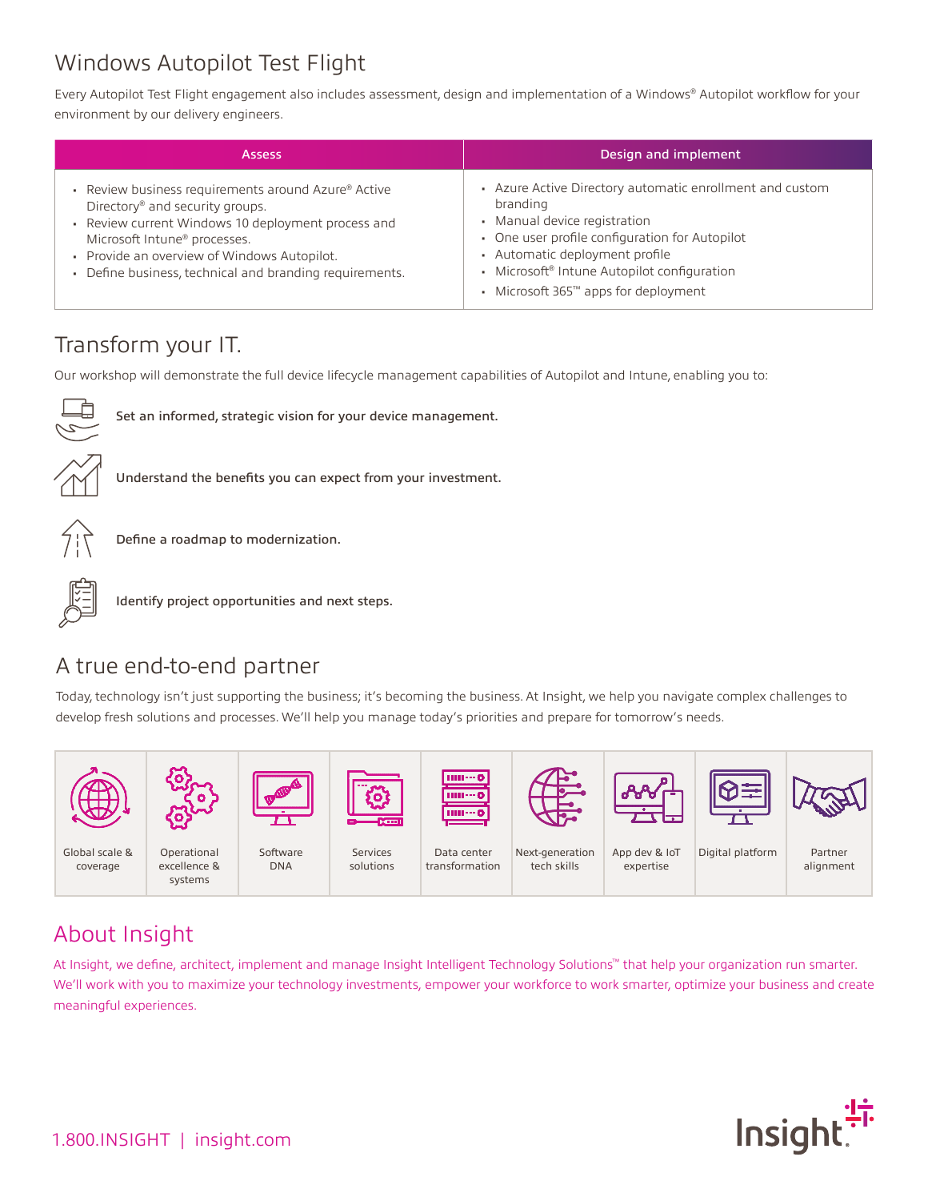## Windows Autopilot Test Flight

Every Autopilot Test Flight engagement also includes assessment, design and implementation of a Windows® Autopilot workflow for your environment by our delivery engineers.

| Assess | Design and implement |
|---|---|
| • Review business requirements around Azure® Active Directory® and security groups.<br>• Review current Windows 10 deployment process and Microsoft Intune® processes.<br>• Provide an overview of Windows Autopilot.<br>• Define business, technical and branding requirements. | • Azure Active Directory automatic enrollment and custom branding<br>• Manual device registration<br>• One user profile configuration for Autopilot<br>• Automatic deployment profile<br>• Microsoft® Intune Autopilot configuration<br>• Microsoft 365™ apps for deployment |

## Transform your IT.

Our workshop will demonstrate the full device lifecycle management capabilities of Autopilot and Intune, enabling you to:

**Set an informed, strategic vision for your device management.**

**Understand the benefits you can expect from your investment.**

**Define a roadmap to modernization.**

**Identify project opportunities and next steps.**

## A true end-to-end partner

Today, technology isn't just supporting the business; it's becoming the business. At Insight, we help you navigate complex challenges to develop fresh solutions and processes. We'll help you manage today's priorities and prepare for tomorrow's needs.

| | | | | | | | | |
|---|---|---|---|---|---|---|---|---|
| Global scale & coverage | Operational excellence & systems | Software DNA | Services solutions | Data center transformation | Next-generation tech skills | App dev & IoT expertise | Digital platform | Partner alignment |

## About Insight

At Insight, we define, architect, implement and manage Insight Intelligent Technology Solutions™ that help your organization run smarter. We'll work with you to maximize your technology investments, empower your workforce to work smarter, optimize your business and create meaningful experiences.

1.800.INSIGHT | insight.com

Insight